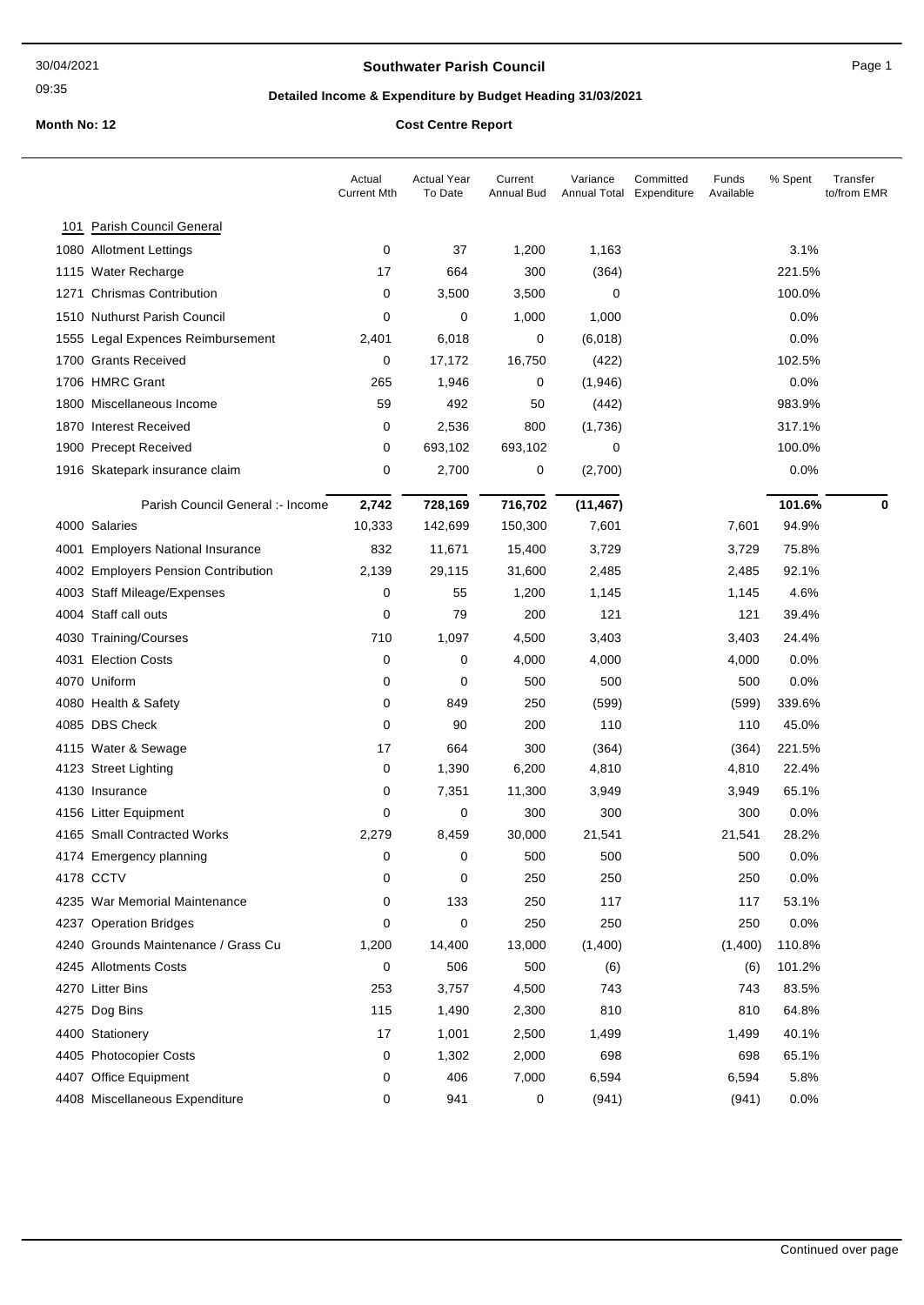# Southwater Parish Council

## Detailed Income & Expenditure by Budget Heading 31/03/2021

**Month No: 12** **Cost Centre Report**

| | Actual Current Mth | Actual Year To Date | Current Annual Bud | Variance Annual Total | Committed Expenditure | Funds Available | % Spent | Transfer to/from EMR |
|---|---|---|---|---|---|---|---|---|
| **101 Parish Council General** | | | | | | | | |
| 1080 Allotment Lettings | 0 | 37 | 1,200 | 1,163 | | | 3.1% | |
| 1115 Water Recharge | 17 | 664 | 300 | (364) | | | 221.5% | |
| 1271 Chrismas Contribution | 0 | 3,500 | 3,500 | 0 | | | 100.0% | |
| 1510 Nuthurst Parish Council | 0 | 0 | 1,000 | 1,000 | | | 0.0% | |
| 1555 Legal Expences Reimbursement | 2,401 | 6,018 | 0 | (6,018) | | | 0.0% | |
| 1700 Grants Received | 0 | 17,172 | 16,750 | (422) | | | 102.5% | |
| 1706 HMRC Grant | 265 | 1,946 | 0 | (1,946) | | | 0.0% | |
| 1800 Miscellaneous Income | 59 | 492 | 50 | (442) | | | 983.9% | |
| 1870 Interest Received | 0 | 2,536 | 800 | (1,736) | | | 317.1% | |
| 1900 Precept Received | 0 | 693,102 | 693,102 | 0 | | | 100.0% | |
| 1916 Skatepark insurance claim | 0 | 2,700 | 0 | (2,700) | | | 0.0% | |
| Parish Council General :- Income | **2,742** | **728,169** | **716,702** | **(11,467)** | | | **101.6%** | **0** |
| 4000 Salaries | 10,333 | 142,699 | 150,300 | 7,601 | | 7,601 | 94.9% | |
| 4001 Employers National Insurance | 832 | 11,671 | 15,400 | 3,729 | | 3,729 | 75.8% | |
| 4002 Employers Pension Contribution | 2,139 | 29,115 | 31,600 | 2,485 | | 2,485 | 92.1% | |
| 4003 Staff Mileage/Expenses | 0 | 55 | 1,200 | 1,145 | | 1,145 | 4.6% | |
| 4004 Staff call outs | 0 | 79 | 200 | 121 | | 121 | 39.4% | |
| 4030 Training/Courses | 710 | 1,097 | 4,500 | 3,403 | | 3,403 | 24.4% | |
| 4031 Election Costs | 0 | 0 | 4,000 | 4,000 | | 4,000 | 0.0% | |
| 4070 Uniform | 0 | 0 | 500 | 500 | | 500 | 0.0% | |
| 4080 Health & Safety | 0 | 849 | 250 | (599) | | (599) | 339.6% | |
| 4085 DBS Check | 0 | 90 | 200 | 110 | | 110 | 45.0% | |
| 4115 Water & Sewage | 17 | 664 | 300 | (364) | | (364) | 221.5% | |
| 4123 Street Lighting | 0 | 1,390 | 6,200 | 4,810 | | 4,810 | 22.4% | |
| 4130 Insurance | 0 | 7,351 | 11,300 | 3,949 | | 3,949 | 65.1% | |
| 4156 Litter Equipment | 0 | 0 | 300 | 300 | | 300 | 0.0% | |
| 4165 Small Contracted Works | 2,279 | 8,459 | 30,000 | 21,541 | | 21,541 | 28.2% | |
| 4174 Emergency planning | 0 | 0 | 500 | 500 | | 500 | 0.0% | |
| 4178 CCTV | 0 | 0 | 250 | 250 | | 250 | 0.0% | |
| 4235 War Memorial Maintenance | 0 | 133 | 250 | 117 | | 117 | 53.1% | |
| 4237 Operation Bridges | 0 | 0 | 250 | 250 | | 250 | 0.0% | |
| 4240 Grounds Maintenance / Grass Cu | 1,200 | 14,400 | 13,000 | (1,400) | | (1,400) | 110.8% | |
| 4245 Allotments Costs | 0 | 506 | 500 | (6) | | (6) | 101.2% | |
| 4270 Litter Bins | 253 | 3,757 | 4,500 | 743 | | 743 | 83.5% | |
| 4275 Dog Bins | 115 | 1,490 | 2,300 | 810 | | 810 | 64.8% | |
| 4400 Stationery | 17 | 1,001 | 2,500 | 1,499 | | 1,499 | 40.1% | |
| 4405 Photocopier Costs | 0 | 1,302 | 2,000 | 698 | | 698 | 65.1% | |
| 4407 Office Equipment | 0 | 406 | 7,000 | 6,594 | | 6,594 | 5.8% | |
| 4408 Miscellaneous Expenditure | 0 | 941 | 0 | (941) | | (941) | 0.0% | |

Continued over page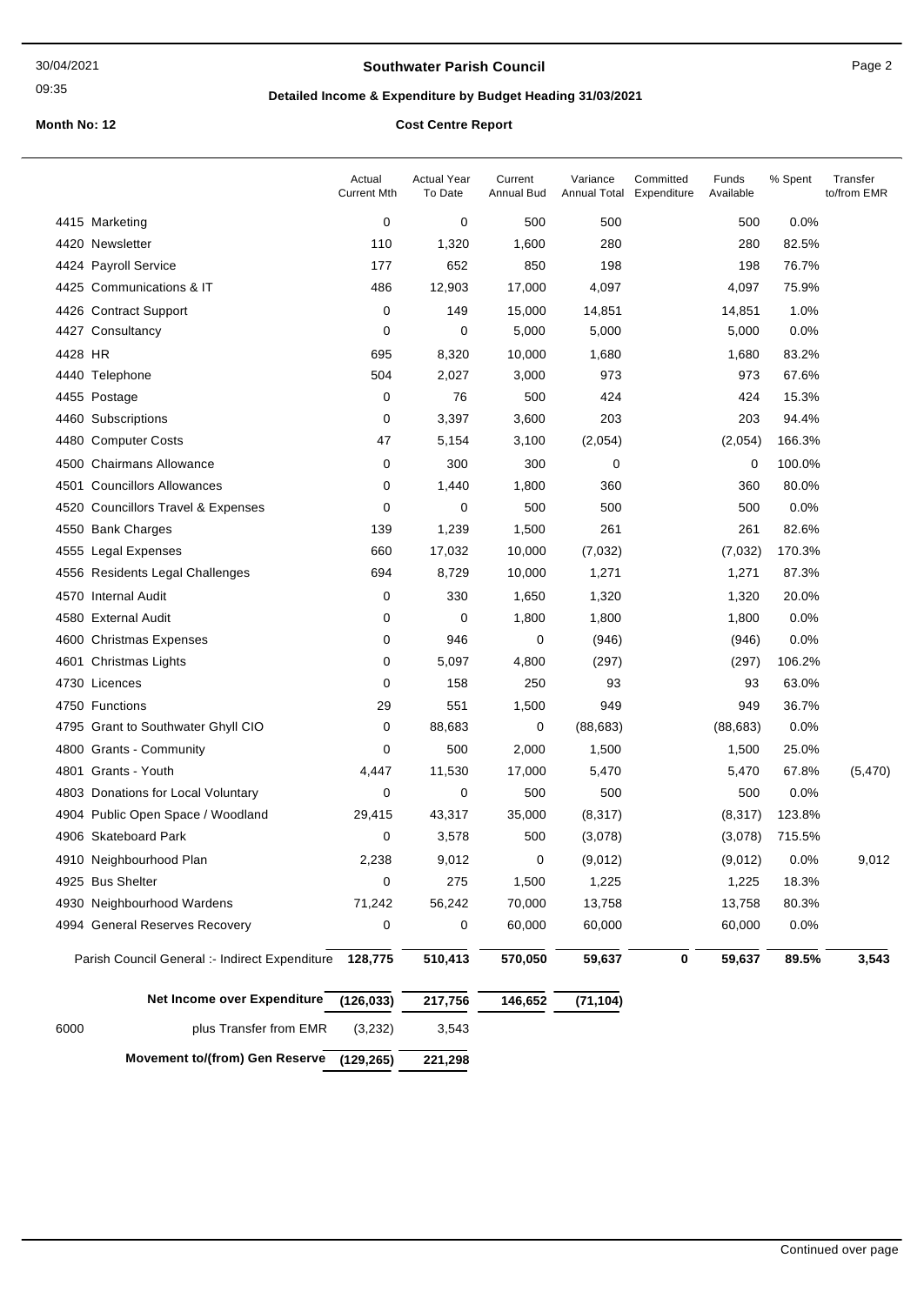**Southwater Parish Council**

**Detailed Income & Expenditure by Budget Heading 31/03/2021**

**Month No: 12** **Cost Centre Report**

| | | Actual Current Mth | Actual Year To Date | Current Annual Bud | Variance Annual Total | Committed Expenditure | Funds Available | % Spent | Transfer to/from EMR |
|---|---|---|---|---|---|---|---|---|---|
| 4415 | Marketing | 0 | 0 | 500 | 500 | | 500 | 0.0% | |
| 4420 | Newsletter | 110 | 1,320 | 1,600 | 280 | | 280 | 82.5% | |
| 4424 | Payroll Service | 177 | 652 | 850 | 198 | | 198 | 76.7% | |
| 4425 | Communications & IT | 486 | 12,903 | 17,000 | 4,097 | | 4,097 | 75.9% | |
| 4426 | Contract Support | 0 | 149 | 15,000 | 14,851 | | 14,851 | 1.0% | |
| 4427 | Consultancy | 0 | 0 | 5,000 | 5,000 | | 5,000 | 0.0% | |
| 4428 | HR | 695 | 8,320 | 10,000 | 1,680 | | 1,680 | 83.2% | |
| 4440 | Telephone | 504 | 2,027 | 3,000 | 973 | | 973 | 67.6% | |
| 4455 | Postage | 0 | 76 | 500 | 424 | | 424 | 15.3% | |
| 4460 | Subscriptions | 0 | 3,397 | 3,600 | 203 | | 203 | 94.4% | |
| 4480 | Computer Costs | 47 | 5,154 | 3,100 | (2,054) | | (2,054) | 166.3% | |
| 4500 | Chairmans Allowance | 0 | 300 | 300 | 0 | | 0 | 100.0% | |
| 4501 | Councillors Allowances | 0 | 1,440 | 1,800 | 360 | | 360 | 80.0% | |
| 4520 | Councillors Travel & Expenses | 0 | 0 | 500 | 500 | | 500 | 0.0% | |
| 4550 | Bank Charges | 139 | 1,239 | 1,500 | 261 | | 261 | 82.6% | |
| 4555 | Legal Expenses | 660 | 17,032 | 10,000 | (7,032) | | (7,032) | 170.3% | |
| 4556 | Residents Legal Challenges | 694 | 8,729 | 10,000 | 1,271 | | 1,271 | 87.3% | |
| 4570 | Internal Audit | 0 | 330 | 1,650 | 1,320 | | 1,320 | 20.0% | |
| 4580 | External Audit | 0 | 0 | 1,800 | 1,800 | | 1,800 | 0.0% | |
| 4600 | Christmas Expenses | 0 | 946 | 0 | (946) | | (946) | 0.0% | |
| 4601 | Christmas Lights | 0 | 5,097 | 4,800 | (297) | | (297) | 106.2% | |
| 4730 | Licences | 0 | 158 | 250 | 93 | | 93 | 63.0% | |
| 4750 | Functions | 29 | 551 | 1,500 | 949 | | 949 | 36.7% | |
| 4795 | Grant to Southwater Ghyll CIO | 0 | 88,683 | 0 | (88,683) | | (88,683) | 0.0% | |
| 4800 | Grants - Community | 0 | 500 | 2,000 | 1,500 | | 1,500 | 25.0% | |
| 4801 | Grants - Youth | 4,447 | 11,530 | 17,000 | 5,470 | | 5,470 | 67.8% | (5,470) |
| 4803 | Donations for Local Voluntary | 0 | 0 | 500 | 500 | | 500 | 0.0% | |
| 4904 | Public Open Space / Woodland | 29,415 | 43,317 | 35,000 | (8,317) | | (8,317) | 123.8% | |
| 4906 | Skateboard Park | 0 | 3,578 | 500 | (3,078) | | (3,078) | 715.5% | |
| 4910 | Neighbourhood Plan | 2,238 | 9,012 | 0 | (9,012) | | (9,012) | 0.0% | 9,012 |
| 4925 | Bus Shelter | 0 | 275 | 1,500 | 1,225 | | 1,225 | 18.3% | |
| 4930 | Neighbourhood Wardens | 71,242 | 56,242 | 70,000 | 13,758 | | 13,758 | 80.3% | |
| 4994 | General Reserves Recovery | 0 | 0 | 60,000 | 60,000 | | 60,000 | 0.0% | |
| | **Parish Council General :- Indirect Expenditure** | **128,775** | **510,413** | **570,050** | **59,637** | **0** | **59,637** | **89.5%** | **3,543** |
| | **Net Income over Expenditure** | **(126,033)** | **217,756** | **146,652** | **(71,104)** | | | | |
| 6000 | plus Transfer from EMR | (3,232) | 3,543 | | | | | | |
| | **Movement to/(from) Gen Reserve** | **(129,265)** | **221,298** | | | | | | |

Continued over page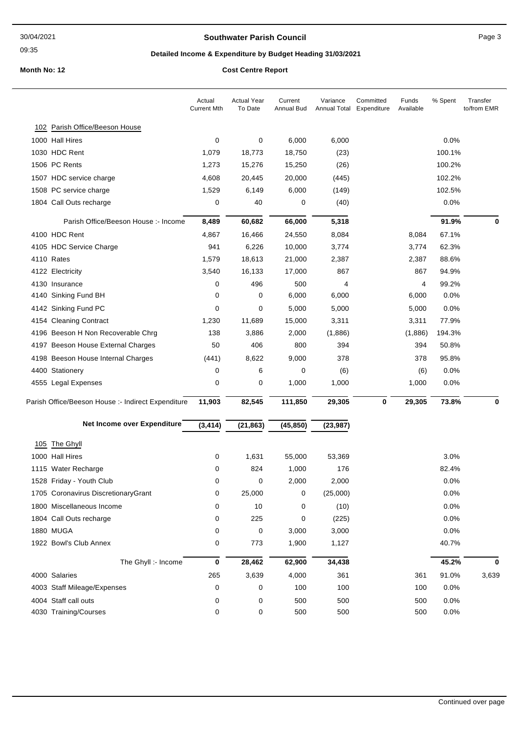**Southwater Parish Council**

**Detailed Income & Expenditure by Budget Heading 31/03/2021**

**Month No: 12** **Cost Centre Report**

| | Actual Current Mth | Actual Year To Date | Current Annual Bud | Variance Annual Total | Committed Expenditure | Funds Available | % Spent | Transfer to/from EMR |
|---|---|---|---|---|---|---|---|---|
| **102 Parish Office/Beeson House** | | | | | | | | |
| 1000 Hall Hires | 0 | 0 | 6,000 | 6,000 | | | 0.0% | |
| 1030 HDC Rent | 1,079 | 18,773 | 18,750 | (23) | | | 100.1% | |
| 1506 PC Rents | 1,273 | 15,276 | 15,250 | (26) | | | 100.2% | |
| 1507 HDC service charge | 4,608 | 20,445 | 20,000 | (445) | | | 102.2% | |
| 1508 PC service charge | 1,529 | 6,149 | 6,000 | (149) | | | 102.5% | |
| 1804 Call Outs recharge | 0 | 40 | 0 | (40) | | | 0.0% | |
| Parish Office/Beeson House :- Income | **8,489** | **60,682** | **66,000** | **5,318** | | | **91.9%** | **0** |
| 4100 HDC Rent | 4,867 | 16,466 | 24,550 | 8,084 | | 8,084 | 67.1% | |
| 4105 HDC Service Charge | 941 | 6,226 | 10,000 | 3,774 | | 3,774 | 62.3% | |
| 4110 Rates | 1,579 | 18,613 | 21,000 | 2,387 | | 2,387 | 88.6% | |
| 4122 Electricity | 3,540 | 16,133 | 17,000 | 867 | | 867 | 94.9% | |
| 4130 Insurance | 0 | 496 | 500 | 4 | | 4 | 99.2% | |
| 4140 Sinking Fund BH | 0 | 0 | 6,000 | 6,000 | | 6,000 | 0.0% | |
| 4142 Sinking Fund PC | 0 | 0 | 5,000 | 5,000 | | 5,000 | 0.0% | |
| 4154 Cleaning Contract | 1,230 | 11,689 | 15,000 | 3,311 | | 3,311 | 77.9% | |
| 4196 Beeson H Non Recoverable Chrg | 138 | 3,886 | 2,000 | (1,886) | | (1,886) | 194.3% | |
| 4197 Beeson House External Charges | 50 | 406 | 800 | 394 | | 394 | 50.8% | |
| 4198 Beeson House Internal Charges | (441) | 8,622 | 9,000 | 378 | | 378 | 95.8% | |
| 4400 Stationery | 0 | 6 | 0 | (6) | | (6) | 0.0% | |
| 4555 Legal Expenses | 0 | 0 | 1,000 | 1,000 | | 1,000 | 0.0% | |
| Parish Office/Beeson House :- Indirect Expenditure | **11,903** | **82,545** | **111,850** | **29,305** | **0** | **29,305** | **73.8%** | **0** |
| **Net Income over Expenditure** | **(3,414)** | **(21,863)** | **(45,850)** | **(23,987)** | | | | |
| **105 The Ghyll** | | | | | | | | |
| 1000 Hall Hires | 0 | 1,631 | 55,000 | 53,369 | | | 3.0% | |
| 1115 Water Recharge | 0 | 824 | 1,000 | 176 | | | 82.4% | |
| 1528 Friday - Youth Club | 0 | 0 | 2,000 | 2,000 | | | 0.0% | |
| 1705 Coronavirus DiscretionaryGrant | 0 | 25,000 | 0 | (25,000) | | | 0.0% | |
| 1800 Miscellaneous Income | 0 | 10 | 0 | (10) | | | 0.0% | |
| 1804 Call Outs recharge | 0 | 225 | 0 | (225) | | | 0.0% | |
| 1880 MUGA | 0 | 0 | 3,000 | 3,000 | | | 0.0% | |
| 1922 Bowl's Club Annex | 0 | 773 | 1,900 | 1,127 | | | 40.7% | |
| The Ghyll :- Income | **0** | **28,462** | **62,900** | **34,438** | | | **45.2%** | **0** |
| 4000 Salaries | 265 | 3,639 | 4,000 | 361 | | 361 | 91.0% | 3,639 |
| 4003 Staff Mileage/Expenses | 0 | 0 | 100 | 100 | | 100 | 0.0% | |
| 4004 Staff call outs | 0 | 0 | 500 | 500 | | 500 | 0.0% | |
| 4030 Training/Courses | 0 | 0 | 500 | 500 | | 500 | 0.0% | |

Continued over page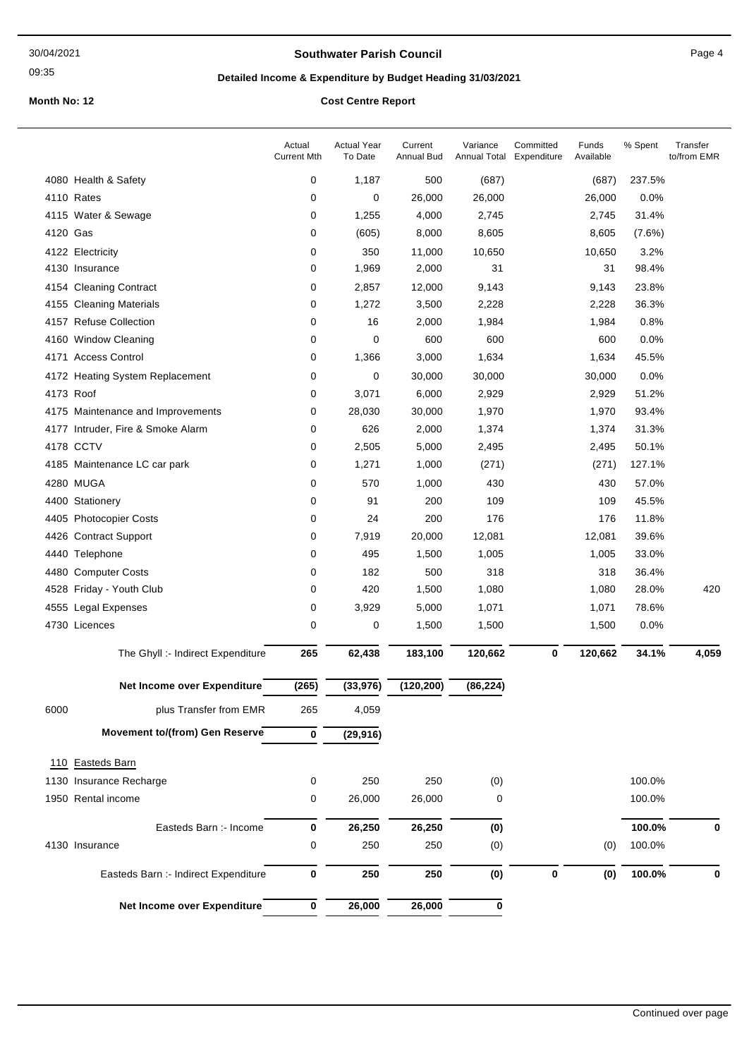**Southwater Parish Council**

**Detailed Income & Expenditure by Budget Heading 31/03/2021**

**Month No: 12** **Cost Centre Report**

| | | Actual Current Mth | Actual Year To Date | Current Annual Bud | Variance Annual Total | Committed Expenditure | Funds Available | % Spent | Transfer to/from EMR |
|---|---|---|---|---|---|---|---|---|---|
| 4080 | Health & Safety | 0 | 1,187 | 500 | (687) | | (687) | 237.5% | |
| 4110 | Rates | 0 | 0 | 26,000 | 26,000 | | 26,000 | 0.0% | |
| 4115 | Water & Sewage | 0 | 1,255 | 4,000 | 2,745 | | 2,745 | 31.4% | |
| 4120 | Gas | 0 | (605) | 8,000 | 8,605 | | 8,605 | (7.6%) | |
| 4122 | Electricity | 0 | 350 | 11,000 | 10,650 | | 10,650 | 3.2% | |
| 4130 | Insurance | 0 | 1,969 | 2,000 | 31 | | 31 | 98.4% | |
| 4154 | Cleaning Contract | 0 | 2,857 | 12,000 | 9,143 | | 9,143 | 23.8% | |
| 4155 | Cleaning Materials | 0 | 1,272 | 3,500 | 2,228 | | 2,228 | 36.3% | |
| 4157 | Refuse Collection | 0 | 16 | 2,000 | 1,984 | | 1,984 | 0.8% | |
| 4160 | Window Cleaning | 0 | 0 | 600 | 600 | | 600 | 0.0% | |
| 4171 | Access Control | 0 | 1,366 | 3,000 | 1,634 | | 1,634 | 45.5% | |
| 4172 | Heating System Replacement | 0 | 0 | 30,000 | 30,000 | | 30,000 | 0.0% | |
| 4173 | Roof | 0 | 3,071 | 6,000 | 2,929 | | 2,929 | 51.2% | |
| 4175 | Maintenance and Improvements | 0 | 28,030 | 30,000 | 1,970 | | 1,970 | 93.4% | |
| 4177 | Intruder, Fire & Smoke Alarm | 0 | 626 | 2,000 | 1,374 | | 1,374 | 31.3% | |
| 4178 | CCTV | 0 | 2,505 | 5,000 | 2,495 | | 2,495 | 50.1% | |
| 4185 | Maintenance LC car park | 0 | 1,271 | 1,000 | (271) | | (271) | 127.1% | |
| 4280 | MUGA | 0 | 570 | 1,000 | 430 | | 430 | 57.0% | |
| 4400 | Stationery | 0 | 91 | 200 | 109 | | 109 | 45.5% | |
| 4405 | Photocopier Costs | 0 | 24 | 200 | 176 | | 176 | 11.8% | |
| 4426 | Contract Support | 0 | 7,919 | 20,000 | 12,081 | | 12,081 | 39.6% | |
| 4440 | Telephone | 0 | 495 | 1,500 | 1,005 | | 1,005 | 33.0% | |
| 4480 | Computer Costs | 0 | 182 | 500 | 318 | | 318 | 36.4% | |
| 4528 | Friday - Youth Club | 0 | 420 | 1,500 | 1,080 | | 1,080 | 28.0% | 420 |
| 4555 | Legal Expenses | 0 | 3,929 | 5,000 | 1,071 | | 1,071 | 78.6% | |
| 4730 | Licences | 0 | 0 | 1,500 | 1,500 | | 1,500 | 0.0% | |
| | **The Ghyll :- Indirect Expenditure** | **265** | **62,438** | **183,100** | **120,662** | **0** | **120,662** | **34.1%** | **4,059** |
| | **Net Income over Expenditure** | **(265)** | **(33,976)** | **(120,200)** | **(86,224)** | | | | |
| 6000 | plus Transfer from EMR | 265 | 4,059 | | | | | | |
| | **Movement to/(from) Gen Reserve** | **0** | **(29,916)** | | | | | | |
| **110** | **Easteds Barn** | | | | | | | | |
| 1130 | Insurance Recharge | 0 | 250 | 250 | (0) | | | 100.0% | |
| 1950 | Rental income | 0 | 26,000 | 26,000 | 0 | | | 100.0% | |
| | **Easteds Barn :- Income** | **0** | **26,250** | **26,250** | **(0)** | | | **100.0%** | **0** |
| 4130 | Insurance | 0 | 250 | 250 | (0) | | (0) | 100.0% | |
| | **Easteds Barn :- Indirect Expenditure** | **0** | **250** | **250** | **(0)** | **0** | **(0)** | **100.0%** | **0** |
| | **Net Income over Expenditure** | **0** | **26,000** | **26,000** | **0** | | | | |

Continued over page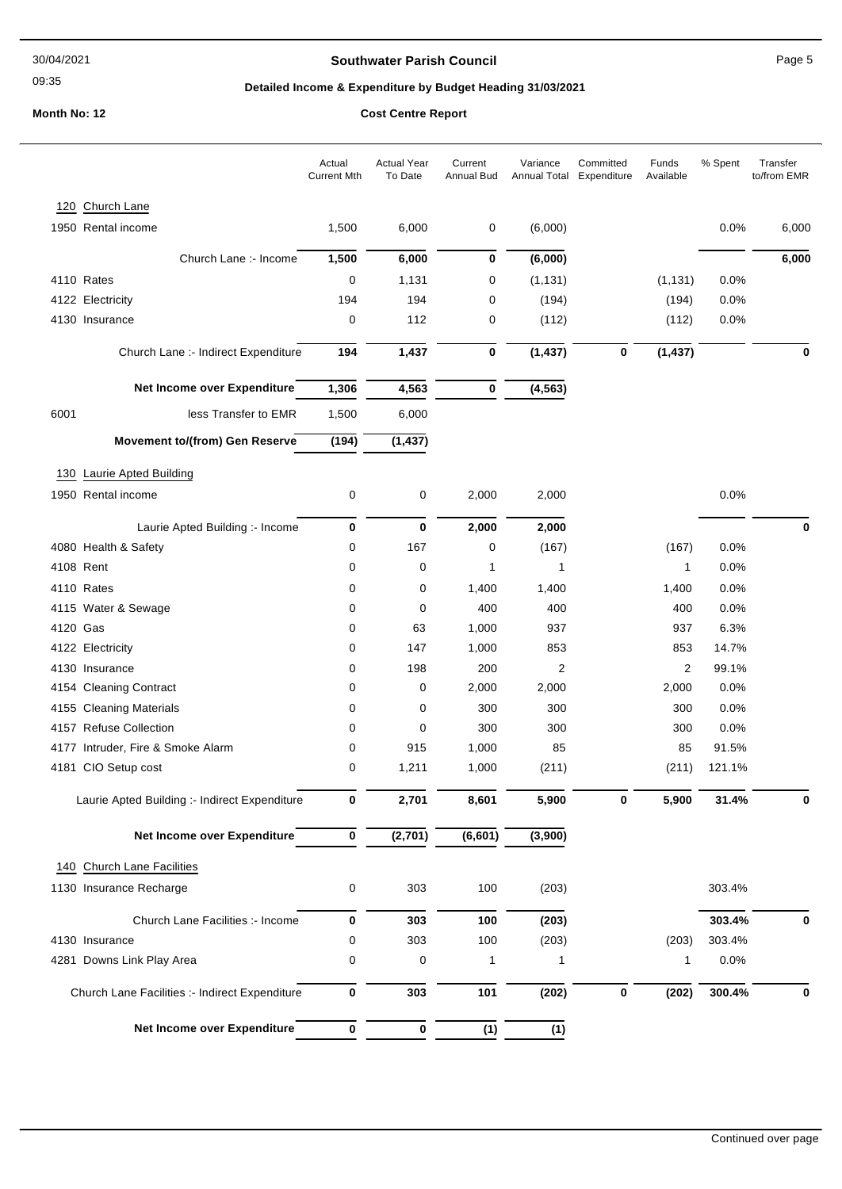# Southwater Parish Council

## Detailed Income & Expenditure by Budget Heading 31/03/2021

**Month No: 12** **Cost Centre Report**

| | Actual Current Mth | Actual Year To Date | Current Annual Bud | Variance Annual Total | Committed Expenditure | Funds Available | % Spent | Transfer to/from EMR |
|---|---|---|---|---|---|---|---|---|
| **120 Church Lane** | | | | | | | | |
| 1950 Rental income | 1,500 | 6,000 | 0 | (6,000) | | | 0.0% | 6,000 |
| Church Lane :- Income | **1,500** | **6,000** | **0** | **(6,000)** | | | | **6,000** |
| 4110 Rates | 0 | 1,131 | 0 | (1,131) | | (1,131) | 0.0% | |
| 4122 Electricity | 194 | 194 | 0 | (194) | | (194) | 0.0% | |
| 4130 Insurance | 0 | 112 | 0 | (112) | | (112) | 0.0% | |
| Church Lane :- Indirect Expenditure | **194** | **1,437** | **0** | **(1,437)** | **0** | **(1,437)** | | **0** |
| **Net Income over Expenditure** | **1,306** | **4,563** | **0** | **(4,563)** | | | | |
| 6001 less Transfer to EMR | 1,500 | 6,000 | | | | | | |
| **Movement to/(from) Gen Reserve** | **(194)** | **(1,437)** | | | | | | |
| **130 Laurie Apted Building** | | | | | | | | |
| 1950 Rental income | 0 | 0 | 2,000 | 2,000 | | | 0.0% | |
| Laurie Apted Building :- Income | **0** | **0** | **2,000** | **2,000** | | | | **0** |
| 4080 Health & Safety | 0 | 167 | 0 | (167) | | (167) | 0.0% | |
| 4108 Rent | 0 | 0 | 1 | 1 | | 1 | 0.0% | |
| 4110 Rates | 0 | 0 | 1,400 | 1,400 | | 1,400 | 0.0% | |
| 4115 Water & Sewage | 0 | 0 | 400 | 400 | | 400 | 0.0% | |
| 4120 Gas | 0 | 63 | 1,000 | 937 | | 937 | 6.3% | |
| 4122 Electricity | 0 | 147 | 1,000 | 853 | | 853 | 14.7% | |
| 4130 Insurance | 0 | 198 | 200 | 2 | | 2 | 99.1% | |
| 4154 Cleaning Contract | 0 | 0 | 2,000 | 2,000 | | 2,000 | 0.0% | |
| 4155 Cleaning Materials | 0 | 0 | 300 | 300 | | 300 | 0.0% | |
| 4157 Refuse Collection | 0 | 0 | 300 | 300 | | 300 | 0.0% | |
| 4177 Intruder, Fire & Smoke Alarm | 0 | 915 | 1,000 | 85 | | 85 | 91.5% | |
| 4181 CIO Setup cost | 0 | 1,211 | 1,000 | (211) | | (211) | 121.1% | |
| Laurie Apted Building :- Indirect Expenditure | **0** | **2,701** | **8,601** | **5,900** | **0** | **5,900** | **31.4%** | **0** |
| **Net Income over Expenditure** | **0** | **(2,701)** | **(6,601)** | **(3,900)** | | | | |
| **140 Church Lane Facilities** | | | | | | | | |
| 1130 Insurance Recharge | 0 | 303 | 100 | (203) | | | 303.4% | |
| Church Lane Facilities :- Income | **0** | **303** | **100** | **(203)** | | | **303.4%** | **0** |
| 4130 Insurance | 0 | 303 | 100 | (203) | | (203) | 303.4% | |
| 4281 Downs Link Play Area | 0 | 0 | 1 | 1 | | 1 | 0.0% | |
| Church Lane Facilities :- Indirect Expenditure | **0** | **303** | **101** | **(202)** | **0** | **(202)** | **300.4%** | **0** |
| **Net Income over Expenditure** | **0** | **0** | **(1)** | **(1)** | | | | |

Continued over page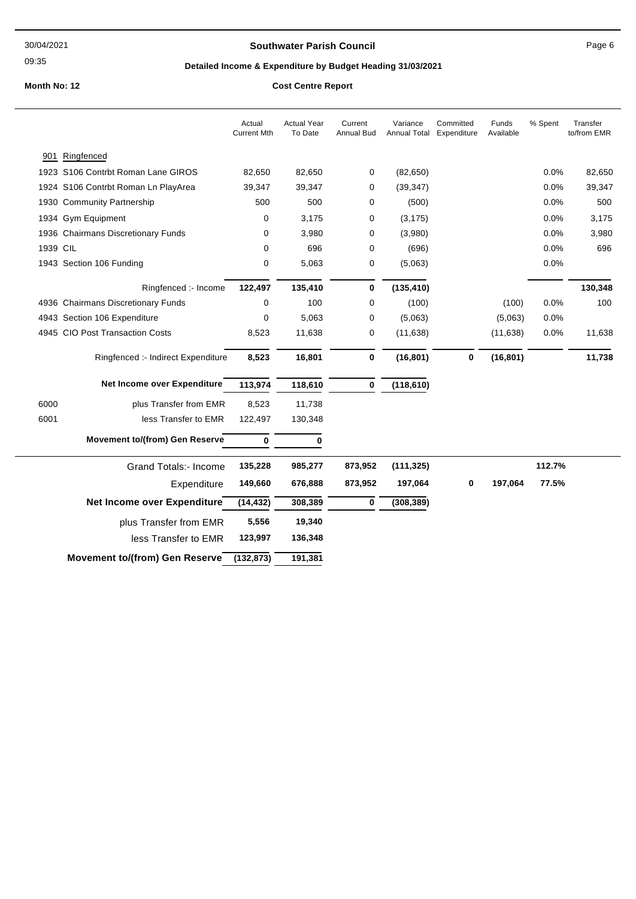30/04/2021

09:35

**Southwater Parish Council**

**Detailed Income & Expenditure by Budget Heading 31/03/2021**

**Month No: 12**

**Cost Centre Report**

| | Actual Current Mth | Actual Year To Date | Current Annual Bud | Variance Annual Total | Committed Expenditure | Funds Available | % Spent | Transfer to/from EMR |
|---|---|---|---|---|---|---|---|---|
| **901 Ringfenced** | | | | | | | | |
| 1923 S106 Contrbt Roman Lane GIROS | 82,650 | 82,650 | 0 | (82,650) | | | 0.0% | 82,650 |
| 1924 S106 Contrbt Roman Ln PlayArea | 39,347 | 39,347 | 0 | (39,347) | | | 0.0% | 39,347 |
| 1930 Community Partnership | 500 | 500 | 0 | (500) | | | 0.0% | 500 |
| 1934 Gym Equipment | 0 | 3,175 | 0 | (3,175) | | | 0.0% | 3,175 |
| 1936 Chairmans Discretionary Funds | 0 | 3,980 | 0 | (3,980) | | | 0.0% | 3,980 |
| 1939 CIL | 0 | 696 | 0 | (696) | | | 0.0% | 696 |
| 1943 Section 106 Funding | 0 | 5,063 | 0 | (5,063) | | | 0.0% | |
| Ringfenced :- Income | **122,497** | **135,410** | **0** | **(135,410)** | | | | **130,348** |
| 4936 Chairmans Discretionary Funds | 0 | 100 | 0 | (100) | | (100) | 0.0% | 100 |
| 4943 Section 106 Expenditure | 0 | 5,063 | 0 | (5,063) | | (5,063) | 0.0% | |
| 4945 CIO Post Transaction Costs | 8,523 | 11,638 | 0 | (11,638) | | (11,638) | 0.0% | 11,638 |
| Ringfenced :- Indirect Expenditure | **8,523** | **16,801** | **0** | **(16,801)** | **0** | **(16,801)** | | **11,738** |
| **Net Income over Expenditure** | **113,974** | **118,610** | **0** | **(118,610)** | | | | |
| 6000 plus Transfer from EMR | 8,523 | 11,738 | | | | | | |
| 6001 less Transfer to EMR | 122,497 | 130,348 | | | | | | |
| **Movement to/(from) Gen Reserve** | **0** | **0** | | | | | | |
| Grand Totals:- Income | **135,228** | **985,277** | **873,952** | **(111,325)** | | | **112.7%** | |
| Expenditure | **149,660** | **676,888** | **873,952** | **197,064** | **0** | **197,064** | **77.5%** | |
| **Net Income over Expenditure** | **(14,432)** | **308,389** | **0** | **(308,389)** | | | | |
| plus Transfer from EMR | **5,556** | **19,340** | | | | | | |
| less Transfer to EMR | **123,997** | **136,348** | | | | | | |
| **Movement to/(from) Gen Reserve** | **(132,873)** | **191,381** | | | | | | |